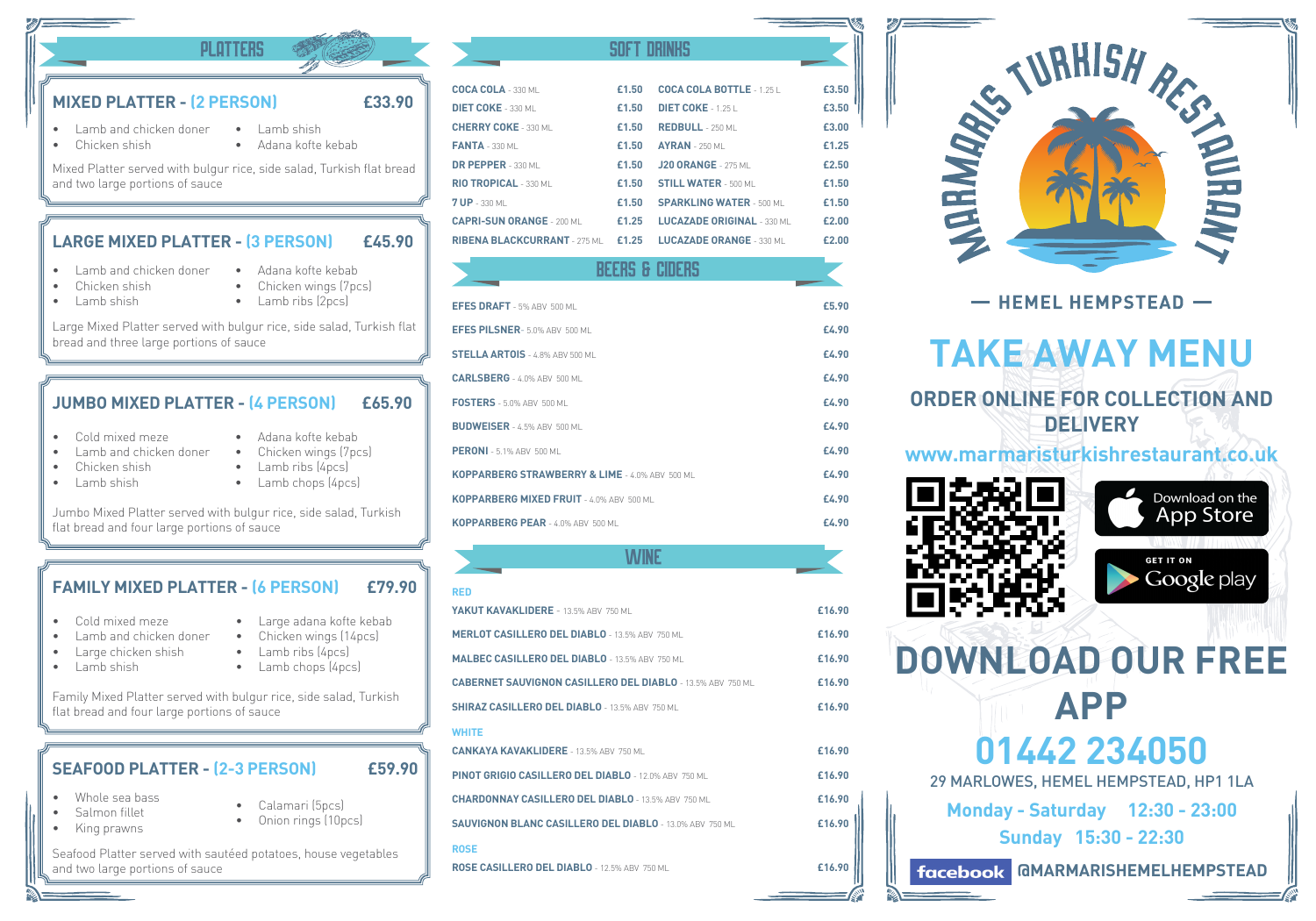## PLATTERS

### MIXED PLATTER - (2 PERSON) £33.90

- Lamb and chicken doner
- Chicken shish
- Lamb shish
- Adana kofte kebab

Mixed Platter served with bulgur rice, side salad, Turkish flat bread and two large portions of sauce

### LARGE MIXED PLATTER - (3 PERSON) £45.90

- Lamb and chicken doner
- Chicken shish
- Lamb shish
- Adana kofte kebab
- Chicken wings (7pcs)
- Lamb ribs (2pcs)

Large Mixed Platter served with bulgur rice, side salad, Turkish flat bread and three large portions of sauce

### JUMBO MIXED PLATTER - (4 PERSON) £65.90

- Cold mixed meze
- Lamb and chicken doner
- Chicken shish
- Lamb shish
- Adana kofte kebab
- Chicken wings (7pcs)
- Lamb ribs (4pcs)
- Lamb chops (4pcs)

Jumbo Mixed Platter served with bulgur rice, side salad, Turkish flat bread and four large portions of sauce

### FAMILY MIXED PLATTER - (6 PERSON) £79.90

- Cold mixed meze
- Lamb and chicken doner
- Large chicken shish
- Lamb shish
- Large adana kofte kebab
- Chicken wings (14pcs)
- Lamb ribs (4pcs)
- Lamb chops (4pcs)

Family Mixed Platter served with bulgur rice, side salad, Turkish flat bread and four large portions of sauce

### SEAFOOD PLATTER - (2-3 PERSON) £59.90

- Whole sea bass
- Salmon fillet
- King prawns
- Calamari (5pcs)
- Onion rings (10pcs)

Seafood Platter served with sautéed potatoes, house vegetables and two large portions of sauce

## SOFT DRINKS

| Drink | Price | Drink | Price |
|---|---|---|---|
| COCA COLA - 330 ML | £1.50 | COCA COLA BOTTLE - 1.25 L | £3.50 |
| DIET COKE - 330 ML | £1.50 | DIET COKE - 1.25 L | £3.50 |
| CHERRY COKE - 330 ML | £1.50 | REDBULL - 250 ML | £3.00 |
| FANTA - 330 ML | £1.50 | AYRAN - 250 ML | £1.25 |
| DR PEPPER - 330 ML | £1.50 | J20 ORANGE - 275 ML | £2.50 |
| RIO TROPICAL - 330 ML | £1.50 | STILL WATER - 500 ML | £1.50 |
| 7 UP - 330 ML | £1.50 | SPARKLING WATER - 500 ML | £1.50 |
| CAPRI-SUN ORANGE - 200 ML | £1.25 | LUCOZADE ORIGINAL - 330 ML | £2.00 |
| RIBENA BLACKCURRANT - 275 ML | £1.25 | LUCAZADE ORANGE - 330 ML | £2.00 |

## BEERS & CIDERS

| Drink | Price |
|---|---|
| EFES DRAFT - 5% ABV 500 ML | £5.90 |
| EFES PILSNER - 5.0% ABV 500 ML | £4.90 |
| STELLA ARTOIS - 4.8% ABV 500 ML | £4.90 |
| CARLSBERG - 4.0% ABV 500 ML | £4.90 |
| FOSTERS - 5.0% ABV 500 ML | £4.90 |
| BUDWEISER - 4.5% ABV 500 ML | £4.90 |
| PERONI - 5.1% ABV 500 ML | £4.90 |
| KOPPARBERG STRAWBERRY & LIME - 4.0% ABV 500 ML | £4.90 |
| KOPPARBERG MIXED FRUIT - 4.0% ABV 500 ML | £4.90 |
| KOPPARBERG PEAR - 4.0% ABV 500 ML | £4.90 |

## WINE

**RED**

| Wine | Price |
|---|---|
| YAKUT KAVAKLIDERE - 13.5% ABV 750 ML | £16.90 |
| MERLOT CASILLERO DEL DIABLO - 13.5% ABV 750 ML | £16.90 |
| MALBEC CASILLERO DEL DIABLO - 13.5% ABV 750 ML | £16.90 |
| CABERNET SAUVIGNON CASILLERO DEL DIABLO - 13.5% ABV 750 ML | £16.90 |
| SHIRAZ CASILLERO DEL DIABLO - 13.5% ABV 750 ML | £16.90 |

**WHITE**

| Wine | Price |
|---|---|
| CANKAYA KAVAKLIDERE - 13.5% ABV 750 ML | £16.90 |
| PINOT GRIGIO CASILLERO DEL DIABLO - 12.0% ABV 750 ML | £16.90 |
| CHARDONNAY CASILLERO DEL DIABLO - 13.5% ABV 750 ML | £16.90 |
| SAUVIGNON BLANC CASILLERO DEL DIABLO - 13.0% ABV 750 ML | £16.90 |

**ROSE**

| Wine | Price |
|---|---|
| ROSE CASILLERO DEL DIABLO - 12.5% ABV 750 ML | £16.90 |

# MARMARIS TURKISH RESTAURANT

— HEMEL HEMPSTEAD —

# TAKE AWAY MENU

**ORDER ONLINE FOR COLLECTION AND DELIVERY**

www.marmaristurkishrestaurant.co.uk

Download on the App Store

GET IT ON Google play

## DOWNLOAD OUR FREE APP

## 01442 234050

29 MARLOWES, HEMEL HEMPSTEAD, HP1 1LA

Monday - Saturday 12:30 - 23:00

Sunday 15:30 - 22:30

facebook @MARMARISHEMELHEMPSTEAD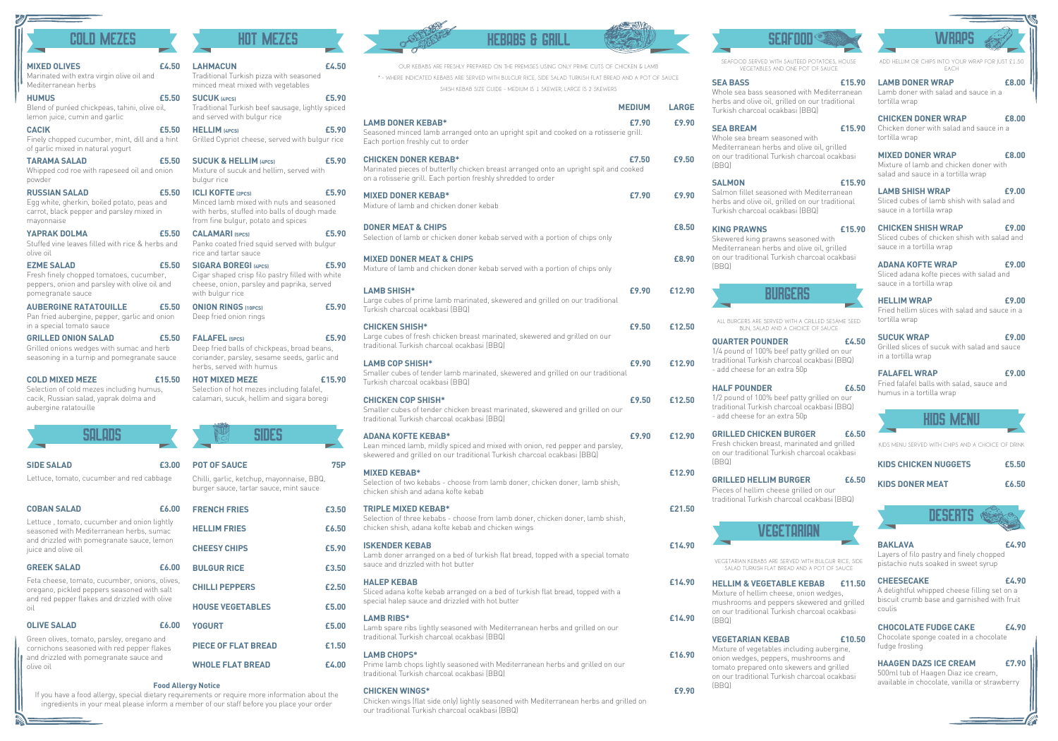# COLD MEZES

**MIXED OLIVES** £4.50
Marinated with extra virgin olive oil and Mediterranean herbs

**HUMUS** £5.50
Blend of puréed chickpeas, tahini, olive oil, lemon juice, cumin and garlic

**CACIK** £5.50
Finely chopped cucumber, mint, dill and a hint of garlic mixed in natural yogurt

**TARAMA SALAD** £5.50
Whipped cod roe with rapeseed oil and onion powder

**RUSSIAN SALAD** £5.50
Egg white, gherkin, boiled potato, peas and carrot, black pepper and parsley mixed in mayonnaise

**YAPRAK DOLMA** £5.50
Stuffed vine leaves filled with rice & herbs and olive oil

**EZME SALAD** £5.50
Fresh finely chopped tomatoes, cucumber, peppers, onion and parsley with olive oil and pomegranate sauce

**AUBERGINE RATATOUILLE** £5.50
Pan fried aubergine, pepper, garlic and onion in a special tomato sauce

**GRILLED ONION SALAD** £5.50
Grilled onions wedges with sumac and herb seasoning in a turnip and pomegranate sauce

**COLD MIXED MEZE** £15.50
Selection of cold mezes including humus, cacik, Russian salad, yaprak dolma and aubergine ratatouille

# HOT MEZES

**LAHMACUN** £4.50
Traditional Turkish pizza with seasoned minced meat mixed with vegetables

**SUCUK (4PCS)** £5.90
Traditional Turkish beef sausage, lightly spiced and served with bulgur rice

**HELLIM (4PCS)** £5.90
Grilled Cypriot cheese, served with bulgur rice

**SUCUK & HELLIM (4PCS)** £5.90
Mixture of sucuk and hellim, served with bulgur rice

**ICLI KOFTE (2PCS)** £5.90
Minced lamb mixed with nuts and seasoned with herbs, stuffed into balls of dough made from fine bulgur, potato and spices

**CALAMARI (5PCS)** £5.90
Panko coated fried squid served with bulgur rice and tartar sauce

**SIGARA BOREGI (4PCS)** £5.90
Cigar shaped crisp filo pastry filled with white cheese, onion, parsley and paprika, served with bulgur rice

**ONION RINGS (10PCS)** £5.90
Deep fried onion rings

**FALAFEL (5PCS)** £5.90
Deep fried balls of chickpeas, broad beans, coriander, parsley, sesame seeds, garlic and herbs, served with humus

**HOT MIXED MEZE** £15.90
Selection of hot mezes including falafel, calamari, sucuk, hellim and sigara boregi

# SALADS

**SIDE SALAD** £3.00
Lettuce, tomato, cucumber and red cabbage

**COBAN SALAD** £6.00
Lettuce , tomato, cucumber and onion lightly seasoned with Mediterranean herbs, sumac and drizzled with pomegranate sauce, lemon juice and olive oil

**GREEK SALAD** £6.00
Feta cheese, tomato, cucumber, onions, olives, oregano, pickled peppers seasoned with salt and red pepper flakes and drizzled with olive oil

**OLIVE SALAD** £6.00
Green olives, tomato, parsley, oregano and cornichons seasoned with red pepper flakes and drizzled with pomegranate sauce and olive oil

# SIDES

**POT OF SAUCE** 75P
Chilli, garlic, ketchup, mayonnaise, BBQ, burger sauce, tartar sauce, mint sauce

| | |
|---|---|
| **FRENCH FRIES** | £3.50 |
| **HELLIM FRIES** | £6.50 |
| **CHEESY CHIPS** | £5.90 |
| **BULGUR RICE** | £3.50 |
| **CHILLI PEPPERS** | £2.50 |
| **HOUSE VEGETABLES** | £5.00 |
| **YOGURT** | £5.00 |
| **PIECE OF FLAT BREAD** | £1.50 |
| **WHOLE FLAT BREAD** | £4.00 |

**Food Allergy Notice**
If you have a food allergy, special dietary requirements or require more information about the ingredients in your meal please inform a member of our staff before you place your order

# KEBABS & GRILL

OUR KEBABS ARE FRESHLY PREPARED ON THE PREMISES USING ONLY PRIME CUTS OF CHICKEN & LAMB

* - WHERE INDICATED KEBABS ARE SERVED WITH BULGUR RICE, SIDE SALAD TURKISH FLAT BREAD AND A POT OF SAUCE

SHISH KEBAB SIZE GUIDE - MEDIUM IS 1 SKEWER, LARGE IS 2 SKEWERS

| | MEDIUM | LARGE |
|---|---|---|
| **LAMB DONER KEBAB*** Seasoned minced lamb arranged onto an upright spit and cooked on a rotisserie grill. Each portion freshly cut to order | £7.90 | £9.90 |
| **CHICKEN DONER KEBAB*** Marinated pieces of butterfly chicken breast arranged onto an upright spit and cooked on a rotisserie grill. Each portion freshly shredded to order | £7.50 | £9.50 |
| **MIXED DONER KEBAB*** Mixture of lamb and chicken doner kebab | £7.90 | £9.90 |
| **DONER MEAT & CHIPS** Selection of lamb or chicken doner kebab served with a portion of chips only | | £8.50 |
| **MIXED DONER MEAT & CHIPS** Mixture of lamb and chicken doner kebab served with a portion of chips only | | £8.90 |
| **LAMB SHISH*** Large cubes of prime lamb marinated, skewered and grilled on our traditional Turkish charcoal ocakbasi (BBQ) | £9.90 | £12.90 |
| **CHICKEN SHISH*** Large cubes of fresh chicken breast marinated, skewered and grilled on our traditional Turkish charcoal ocakbasi (BBQ) | £9.50 | £12.50 |
| **LAMB COP SHISH*** Smaller cubes of tender lamb marinated, skewered and grilled on our traditional Turkish charcoal ocakbasi (BBQ) | £9.90 | £12.90 |
| **CHICKEN COP SHISH*** Smaller cubes of tender chicken breast marinated, skewered and grilled on our traditional Turkish charcoal ocakbasi (BBQ) | £9.50 | £12.50 |
| **ADANA KOFTE KEBAB*** Lean minced lamb, mildly spiced and mixed with onion, red pepper and parsley, skewered and grilled on our traditional Turkish charcoal ocakbasi (BBQ) | £9.90 | £12.90 |
| **MIXED KEBAB*** Selection of two kebabs - choose from lamb doner, chicken doner, lamb shish, chicken shish and adana kofte kebab | | £12.90 |
| **TRIPLE MIXED KEBAB*** Selection of three kebabs - choose from lamb doner, chicken doner, lamb shish, chicken shish, adana kofte kebab and chicken wings | | £21.50 |
| **ISKENDER KEBAB** Lamb doner arranged on a bed of turkish flat bread, topped with a special tomato sauce and drizzled with hot butter | | £14.90 |
| **HALEP KEBAB** Sliced adana kofte kebab arranged on a bed of turkish flat bread, topped with a special halep sauce and drizzled with hot butter | | £14.90 |
| **LAMB RIBS*** Lamb spare ribs lightly seasoned with Mediterranean herbs and grilled on our traditional Turkish charcoal ocakbasi (BBQ) | | £14.90 |
| **LAMB CHOPS*** Prime lamb chops lightly seasoned with Mediterranean herbs and grilled on our traditional Turkish charcoal ocakbasi (BBQ) | | £16.90 |
| **CHICKEN WINGS*** Chicken wings (flat side only) lightly seasoned with Mediterranean herbs and grilled on our traditional Turkish charcoal ocakbasi (BBQ) | | £9.90 |

# SEAFOOD

SEAFOOD SERVED WITH SAUTÉED POTATOES, HOUSE VEGETABLES AND ONE POT OF SAUCE

**SEA BASS** £15.90
Whole sea bass seasoned with Mediterranean herbs and olive oil, grilled on our traditional Turkish charcoal ocakbasi (BBQ)

**SEA BREAM** £15.90
Whole sea bream seasoned with Mediterranean herbs and olive oil, grilled on our traditional Turkish charcoal ocakbasi (BBQ)

**SALMON** £15.90
Salmon fillet seasoned with Mediterranean herbs and olive oil, grilled on our traditional Turkish charcoal ocakbasi (BBQ)

**KING PRAWNS** £15.90
Skewered king prawns seasoned with Mediterranean herbs and olive oil, grilled on our traditional Turkish charcoal ocakbasi (BBQ)

# BURGERS

ALL BURGERS ARE SERVED WITH A GRILLED SESAME SEED BUN, SALAD AND A CHOICE OF SAUCE

**QUARTER POUNDER** £4.50
1/4 pound of 100% beef patty grilled on our traditional Turkish charcoal ocakbasi (BBQ) - add cheese for an extra 50p

**HALF POUNDER** £6.50
1/2 pound of 100% beef patty grilled on our traditional Turkish charcoal ocakbasi (BBQ) - add cheese for an extra 50p

**GRILLED CHICKEN BURGER** £6.50
Fresh chicken breast, marinated and grilled on our traditional Turkish charcoal ocakbasi (BBQ)

**GRILLED HELLIM BURGER** £6.50
Pieces of hellim cheese grilled on our traditional Turkish charcoal ocakbasi (BBQ)

# VEGETARIAN

VEGETARIAN KEBABS ARE SERVED WITH BULGUR RICE, SIDE SALAD TURKISH FLAT BREAD AND A POT OF SAUCE

**HELLIM & VEGETABLE KEBAB** £11.50
Mixture of hellim cheese, onion wedges, mushrooms and peppers skewered and grilled on our traditional Turkish charcoal ocakbasi (BBQ)

**VEGETARIAN KEBAB** £10.50
Mixture of vegetables including aubergine, onion wedges, peppers, mushrooms and tomato prepared onto skewers and grilled on our traditional Turkish charcoal ocakbasi (BBQ)

# WRAPS

ADD HELLIM OR CHIPS INTO YOUR WRAP FOR JUST £1.50 EACH

**LAMB DONER WRAP** £8.00
Lamb doner with salad and sauce in a tortilla wrap

**CHICKEN DONER WRAP** £8.00
Chicken doner with salad and sauce in a tortilla wrap

**MIXED DONER WRAP** £8.00
Mixture of lamb and chicken doner with salad and sauce in a tortilla wrap

**LAMB SHISH WRAP** £9.00
Sliced cubes of lamb shish with salad and sauce in a tortilla wrap

**CHICKEN SHISH WRAP** £9.00
Sliced cubes of chicken shish with salad and sauce in a tortilla wrap

**ADANA KOFTE WRAP** £9.00
Sliced adana kofte pieces with salad and sauce in a tortilla wrap

**HELLIM WRAP** £9.00
Fried hellim slices with salad and sauce in a tortilla wrap

**SUCUK WRAP** £9.00
Grilled slices of sucuk with salad and sauce in a tortilla wrap

**FALAFEL WRAP** £9.00
Fried falafel balls with salad, sauce and humus in a tortilla wrap

# KIDS MENU

KIDS MENU SERVED WITH CHIPS AND A CHOICE OF DRINK

| | |
|---|---|
| **KIDS CHICKEN NUGGETS** | £5.50 |
| **KIDS DONER MEAT** | £6.50 |

# DESERTS

**BAKLAVA** £4.90
Layers of filo pastry and finely chopped pistachio nuts soaked in sweet syrup

**CHEESECAKE** £4.90
A delightful whipped cheese filling set on a biscuit crumb base and garnished with fruit coulis

**CHOCOLATE FUDGE CAKE** £4.90
Chocolate sponge coated in a chocolate fudge frosting

**HAAGEN DAZS ICE CREAM** £7.90
500ml tub of Haagen Diaz ice cream, available in chocolate, vanilla or strawberry